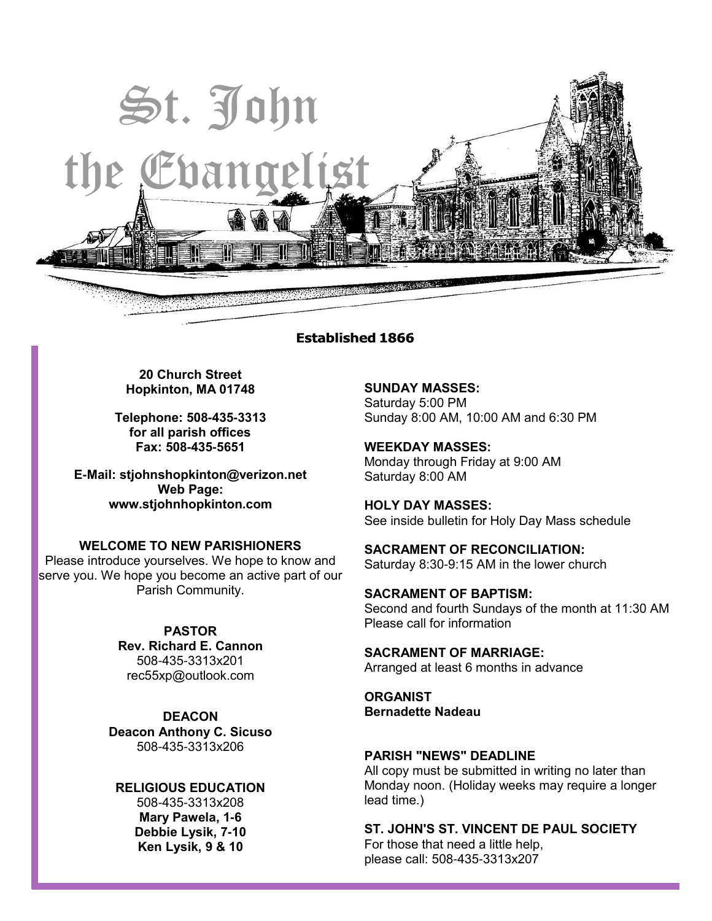# St. John the Evangelist

**Established 1866**

**20 Church Street**
**Hopkinton, MA 01748**

**Telephone: 508-435-3313**
**for all parish offices**
**Fax: 508-435-5651**

**E-Mail: stjohnshopkinton@verizon.net**
**Web Page:**
**www.stjohnhopkinton.com**

**WELCOME TO NEW PARISHIONERS**
Please introduce yourselves. We hope to know and serve you. We hope you become an active part of our Parish Community.

**PASTOR**
**Rev. Richard E. Cannon**
508-435-3313x201
rec55xp@outlook.com

**DEACON**
**Deacon Anthony C. Sicuso**
508-435-3313x206

**RELIGIOUS EDUCATION**
508-435-3313x208
**Mary Pawela, 1-6**
**Debbie Lysik, 7-10**
**Ken Lysik, 9 & 10**

**SUNDAY MASSES:**
Saturday 5:00 PM
Sunday 8:00 AM, 10:00 AM and 6:30 PM

**WEEKDAY MASSES:**
Monday through Friday at 9:00 AM
Saturday 8:00 AM

**HOLY DAY MASSES:**
See inside bulletin for Holy Day Mass schedule

**SACRAMENT OF RECONCILIATION:**
Saturday 8:30-9:15 AM in the lower church

**SACRAMENT OF BAPTISM:**
Second and fourth Sundays of the month at 11:30 AM
Please call for information

**SACRAMENT OF MARRIAGE:**
Arranged at least 6 months in advance

**ORGANIST**
**Bernadette Nadeau**

**PARISH "NEWS" DEADLINE**
All copy must be submitted in writing no later than Monday noon. (Holiday weeks may require a longer lead time.)

**ST. JOHN'S ST. VINCENT DE PAUL SOCIETY**
For those that need a little help,
please call: 508-435-3313x207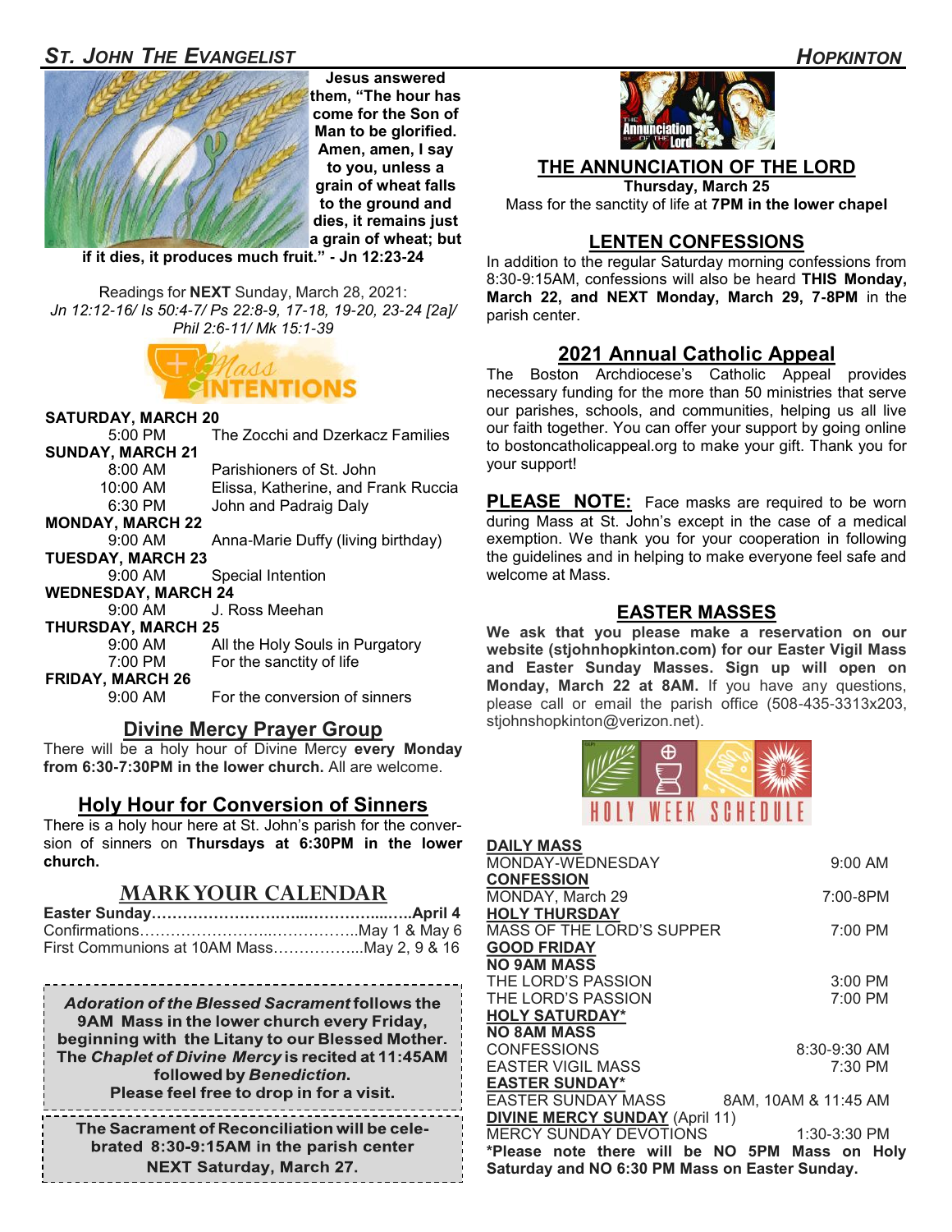Jesus answered them, "The hour has come for the Son of Man to be glorified. Amen, amen, I say to you, unless a grain of wheat falls to the ground and dies, it remains just a grain of wheat; but if it dies, it produces much fruit." - Jn 12:23-24

Readings for **NEXT** Sunday, March 28, 2021:
*Jn 12:12-16/ Is 50:4-7/ Ps 22:8-9, 17-18, 19-20, 23-24 [2a]/ Phil 2:6-11/ Mk 15:1-39*

## Mass INTENTIONS

**SATURDAY, MARCH 20**

| | |
|---|---|
| 5:00 PM | The Zocchi and Dzerkacz Families |

**SUNDAY, MARCH 21**

| | |
|---|---|
| 8:00 AM | Parishioners of St. John |
| 10:00 AM | Elissa, Katherine, and Frank Ruccia |
| 6:30 PM | John and Padraig Daly |

**MONDAY, MARCH 22**

| | |
|---|---|
| 9:00 AM | Anna-Marie Duffy (living birthday) |

**TUESDAY, MARCH 23**

| | |
|---|---|
| 9:00 AM | Special Intention |

**WEDNESDAY, MARCH 24**

| | |
|---|---|
| 9:00 AM | J. Ross Meehan |

**THURSDAY, MARCH 25**

| | |
|---|---|
| 9:00 AM | All the Holy Souls in Purgatory |
| 7:00 PM | For the sanctity of life |

**FRIDAY, MARCH 26**

| | |
|---|---|
| 9:00 AM | For the conversion of sinners |

## Divine Mercy Prayer Group

There will be a holy hour of Divine Mercy **every Monday from 6:30-7:30PM in the lower church.** All are welcome.

## Holy Hour for Conversion of Sinners

There is a holy hour here at St. John's parish for the conversion of sinners on **Thursdays at 6:30PM in the lower church.**

## MARK YOUR CALENDAR

**Easter Sunday……………………….....…………......…..April 4**
Confirmations……………………...……………..May 1 & May 6
First Communions at 10AM Mass……………...May 2, 9 & 16

***Adoration of the Blessed Sacrament* follows the 9AM Mass in the lower church every Friday, beginning with the Litany to our Blessed Mother. The *Chaplet of Divine Mercy* is recited at 11:45AM followed by *Benediction*. Please feel free to drop in for a visit.**

**The Sacrament of Reconciliation will be celebrated 8:30-9:15AM in the parish center NEXT Saturday, March 27.**

## THE ANNUNCIATION OF THE LORD

**Thursday, March 25**
Mass for the sanctity of life at **7PM in the lower chapel**

## LENTEN CONFESSIONS

In addition to the regular Saturday morning confessions from 8:30-9:15AM, confessions will also be heard **THIS Monday, March 22, and NEXT Monday, March 29, 7-8PM** in the parish center.

## 2021 Annual Catholic Appeal

The Boston Archdiocese's Catholic Appeal provides necessary funding for the more than 50 ministries that serve our parishes, schools, and communities, helping us all live our faith together. You can offer your support by going online to bostoncatholicappeal.org to make your gift. Thank you for your support!

**PLEASE NOTE:** Face masks are required to be worn during Mass at St. John's except in the case of a medical exemption. We thank you for your cooperation in following the guidelines and in helping to make everyone feel safe and welcome at Mass.

## EASTER MASSES

**We ask that you please make a reservation on our website (stjohnhopkinton.com) for our Easter Vigil Mass and Easter Sunday Masses. Sign up will open on Monday, March 22 at 8AM.** If you have any questions, please call or email the parish office (508-435-3313x203, stjohnshopkinton@verizon.net).

## HOLY WEEK SCHEDULE

| | |
|---|---|
| **DAILY MASS** | |
| MONDAY-WEDNESDAY | 9:00 AM |
| **CONFESSION** | |
| MONDAY, March 29 | 7:00-8PM |
| **HOLY THURSDAY** | |
| MASS OF THE LORD'S SUPPER | 7:00 PM |
| **GOOD FRIDAY** | |
| **NO 9AM MASS** | |
| THE LORD'S PASSION | 3:00 PM |
| THE LORD'S PASSION | 7:00 PM |
| **HOLY SATURDAY*** | |
| **NO 8AM MASS** | |
| CONFESSIONS | 8:30-9:30 AM |
| EASTER VIGIL MASS | 7:30 PM |
| **EASTER SUNDAY*** | |
| EASTER SUNDAY MASS | 8AM, 10AM & 11:45 AM |
| **DIVINE MERCY SUNDAY** (April 11) | |
| MERCY SUNDAY DEVOTIONS | 1:30-3:30 PM |

***Please note there will be NO 5PM Mass on Holy Saturday and NO 6:30 PM Mass on Easter Sunday.**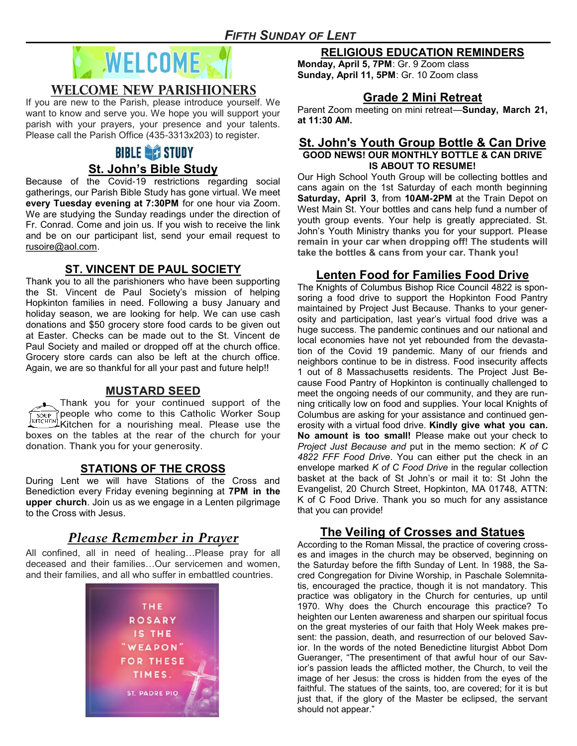## FIFTH SUNDAY OF LENT

# WELCOME

## WELCOME NEW PARISHIONERS

If you are new to the Parish, please introduce yourself. We want to know and serve you. We hope you will support your parish with your prayers, your presence and your talents. Please call the Parish Office (435-3313x203) to register.

## BIBLE STUDY

### St. John's Bible Study

Because of the Covid-19 restrictions regarding social gatherings, our Parish Bible Study has gone virtual. We meet **every Tuesday evening at 7:30PM** for one hour via Zoom. We are studying the Sunday readings under the direction of Fr. Conrad. Come and join us. If you wish to receive the link and be on our participant list, send your email request to rusoire@aol.com.

### ST. VINCENT DE PAUL SOCIETY

Thank you to all the parishioners who have been supporting the St. Vincent de Paul Society's mission of helping Hopkinton families in need. Following a busy January and holiday season, we are looking for help. We can use cash donations and $50 grocery store food cards to be given out at Easter. Checks can be made out to the St. Vincent de Paul Society and mailed or dropped off at the church office. Grocery store cards can also be left at the church office. Again, we are so thankful for all your past and future help!!

### MUSTARD SEED

Thank you for your continued support of the people who come to this Catholic Worker Soup Kitchen for a nourishing meal. Please use the boxes on the tables at the rear of the church for your donation. Thank you for your generosity.

### STATIONS OF THE CROSS

During Lent we will have Stations of the Cross and Benediction every Friday evening beginning at **7PM in the upper church**. Join us as we engage in a Lenten pilgrimage to the Cross with Jesus.

## *Please Remember in Prayer*

All confined, all in need of healing…Please pray for all deceased and their families…Our servicemen and women, and their families, and all who suffer in embattled countries.

THE ROSARY IS THE "WEAPON" FOR THESE TIMES.
ST. PADRE PIO

### RELIGIOUS EDUCATION REMINDERS

**Monday, April 5, 7PM**: Gr. 9 Zoom class
**Sunday, April 11, 5PM**: Gr. 10 Zoom class

### Grade 2 Mini Retreat

Parent Zoom meeting on mini retreat—**Sunday, March 21, at 11:30 AM.**

### St. John's Youth Group Bottle & Can Drive

**GOOD NEWS! OUR MONTHLY BOTTLE & CAN DRIVE IS ABOUT TO RESUME!**

Our High School Youth Group will be collecting bottles and cans again on the 1st Saturday of each month beginning **Saturday, April 3**, from **10AM-2PM** at the Train Depot on West Main St. Your bottles and cans help fund a number of youth group events. Your help is greatly appreciated. St. John's Youth Ministry thanks you for your support. **Please remain in your car when dropping off! The students will take the bottles & cans from your car. Thank you!**

### Lenten Food for Families Food Drive

The Knights of Columbus Bishop Rice Council 4822 is sponsoring a food drive to support the Hopkinton Food Pantry maintained by Project Just Because. Thanks to your generosity and participation, last year's virtual food drive was a huge success. The pandemic continues and our national and local economies have not yet rebounded from the devastation of the Covid 19 pandemic. Many of our friends and neighbors continue to be in distress. Food insecurity affects 1 out of 8 Massachusetts residents. The Project Just Because Food Pantry of Hopkinton is continually challenged to meet the ongoing needs of our community, and they are running critically low on food and supplies. Your local Knights of Columbus are asking for your assistance and continued generosity with a virtual food drive. **Kindly give what you can. No amount is too small!** Please make out your check to *Project Just Because and* put in the memo section: *K of C 4822 FFF Food Drive*. You can either put the check in an envelope marked *K of C Food Drive* in the regular collection basket at the back of St John's or mail it to: St John the Evangelist, 20 Church Street, Hopkinton, MA 01748, ATTN: K of C Food Drive. Thank you so much for any assistance that you can provide!

### The Veiling of Crosses and Statues

According to the Roman Missal, the practice of covering crosses and images in the church may be observed, beginning on the Saturday before the fifth Sunday of Lent. In 1988, the Sacred Congregation for Divine Worship, in Paschale Solemnitatis, encouraged the practice, though it is not mandatory. This practice was obligatory in the Church for centuries, up until 1970. Why does the Church encourage this practice? To heighten our Lenten awareness and sharpen our spiritual focus on the great mysteries of our faith that Holy Week makes present: the passion, death, and resurrection of our beloved Savior. In the words of the noted Benedictine liturgist Abbot Dom Gueranger, "The presentiment of that awful hour of our Savior's passion leads the afflicted mother, the Church, to veil the image of her Jesus: the cross is hidden from the eyes of the faithful. The statues of the saints, too, are covered; for it is but just that, if the glory of the Master be eclipsed, the servant should not appear."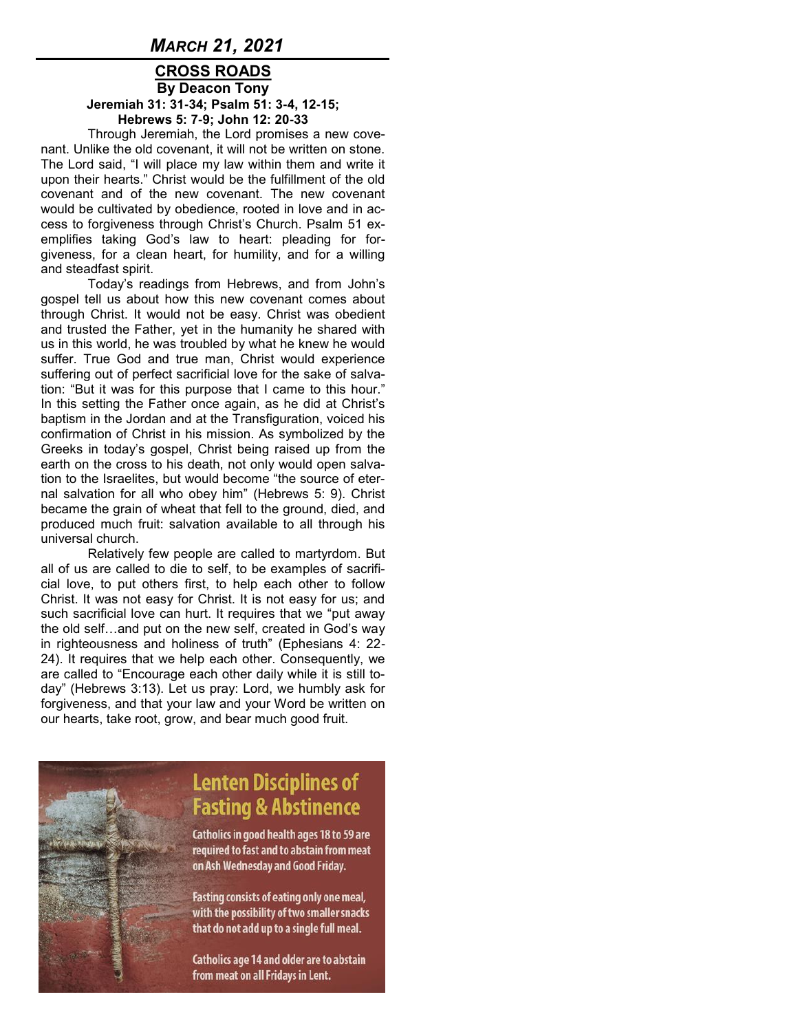*MARCH 21, 2021*

## CROSS ROADS

**By Deacon Tony**

**Jeremiah 31: 31-34; Psalm 51: 3-4, 12-15; Hebrews 5: 7-9; John 12: 20-33**

Through Jeremiah, the Lord promises a new covenant. Unlike the old covenant, it will not be written on stone. The Lord said, "I will place my law within them and write it upon their hearts." Christ would be the fulfillment of the old covenant and of the new covenant. The new covenant would be cultivated by obedience, rooted in love and in access to forgiveness through Christ's Church. Psalm 51 exemplifies taking God's law to heart: pleading for forgiveness, for a clean heart, for humility, and for a willing and steadfast spirit.

Today's readings from Hebrews, and from John's gospel tell us about how this new covenant comes about through Christ. It would not be easy. Christ was obedient and trusted the Father, yet in the humanity he shared with us in this world, he was troubled by what he knew he would suffer. True God and true man, Christ would experience suffering out of perfect sacrificial love for the sake of salvation: "But it was for this purpose that I came to this hour." In this setting the Father once again, as he did at Christ's baptism in the Jordan and at the Transfiguration, voiced his confirmation of Christ in his mission. As symbolized by the Greeks in today's gospel, Christ being raised up from the earth on the cross to his death, not only would open salvation to the Israelites, but would become "the source of eternal salvation for all who obey him" (Hebrews 5: 9). Christ became the grain of wheat that fell to the ground, died, and produced much fruit: salvation available to all through his universal church.

Relatively few people are called to martyrdom. But all of us are called to die to self, to be examples of sacrificial love, to put others first, to help each other to follow Christ. It was not easy for Christ. It is not easy for us; and such sacrificial love can hurt. It requires that we "put away the old self…and put on the new self, created in God's way in righteousness and holiness of truth" (Ephesians 4: 22-24). It requires that we help each other. Consequently, we are called to "Encourage each other daily while it is still today" (Hebrews 3:13). Let us pray: Lord, we humbly ask for forgiveness, and that your law and your Word be written on our hearts, take root, grow, and bear much good fruit.

## Lenten Disciplines of Fasting & Abstinence

Catholics in good health ages 18 to 59 are required to fast and to abstain from meat on Ash Wednesday and Good Friday.

Fasting consists of eating only one meal, with the possibility of two smaller snacks that do not add up to a single full meal.

Catholics age 14 and older are to abstain from meat on all Fridays in Lent.